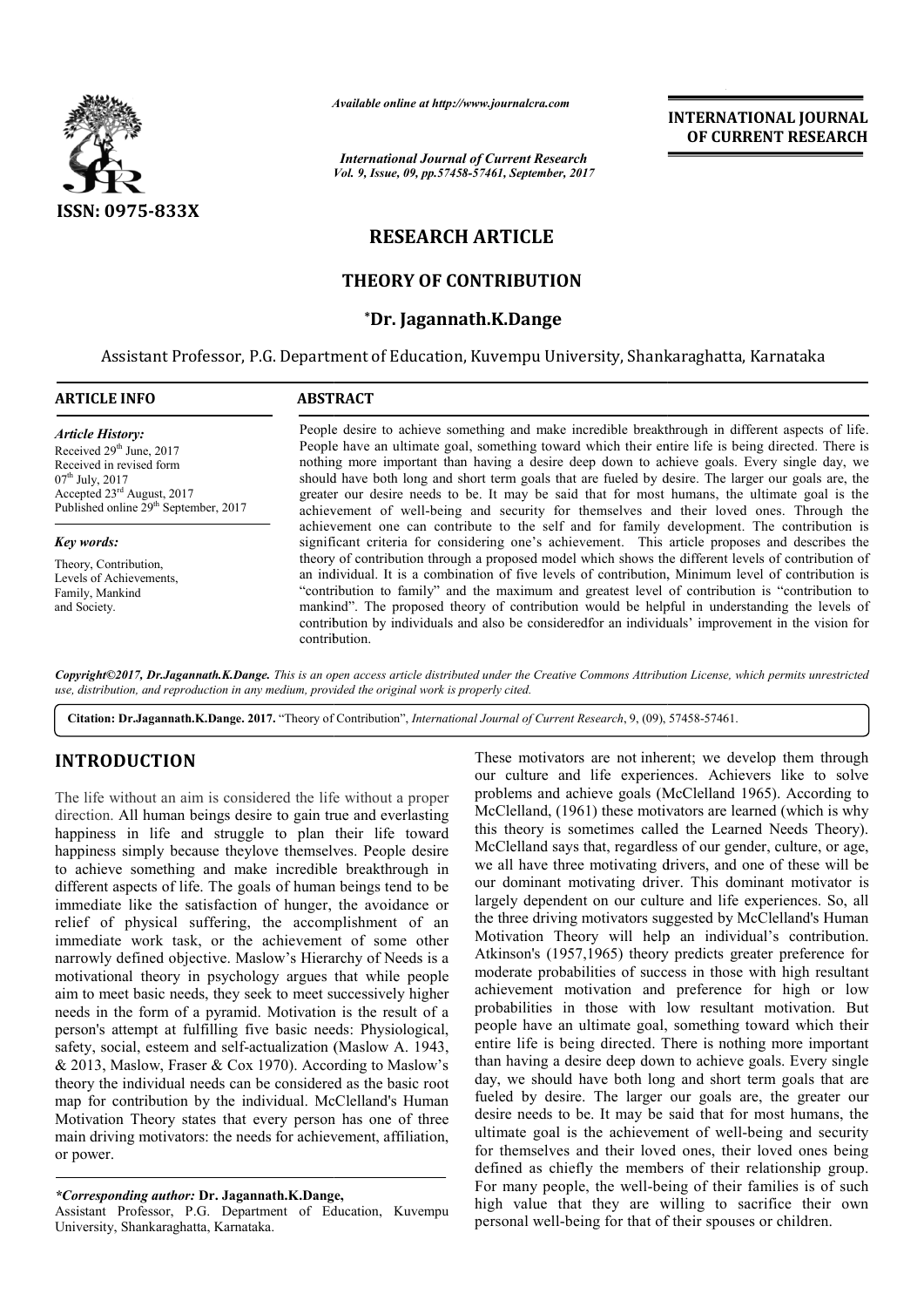*Available online at http://www.journalcra.com*

*International Journal of Current Research*
*Vol. 9, Issue, 09, pp.57458-57461, September, 2017*

**ISSN: 0975-833X**

**INTERNATIONAL JOURNAL OF CURRENT RESEARCH**

# RESEARCH ARTICLE

# THEORY OF CONTRIBUTION

## *Dr. Jagannath.K.Dange

Assistant Professor, P.G. Department of Education, Kuvempu University, Shankaraghatta, Karnataka

**ARTICLE INFO**

*Article History:*
Received 29th June, 2017
Received in revised form
07th July, 2017
Accepted 23rd August, 2017
Published online 29th September, 2017

*Key words:*
Theory, Contribution,
Levels of Achievements,
Family, Mankind
and Society.

**ABSTRACT**

People desire to achieve something and make incredible breakthrough in different aspects of life. People have an ultimate goal, something toward which their entire life is being directed. There is nothing more important than having a desire deep down to achieve goals. Every single day, we should have both long and short term goals that are fueled by desire. The larger our goals are, the greater our desire needs to be. It may be said that for most humans, the ultimate goal is the achievement of well-being and security for themselves and their loved ones. Through the achievement one can contribute to the self and for family development. The contribution is significant criteria for considering one's achievement. This article proposes and describes the theory of contribution through a proposed model which shows the different levels of contribution of an individual. It is a combination of five levels of contribution, Minimum level of contribution is "contribution to family" and the maximum and greatest level of contribution is "contribution to mankind". The proposed theory of contribution would be helpful in understanding the levels of contribution by individuals and also be consideredfor an individuals' improvement in the vision for contribution.

*Copyright©2017, Dr.Jagannath.K.Dange. This is an open access article distributed under the Creative Commons Attribution License, which permits unrestricted use, distribution, and reproduction in any medium, provided the original work is properly cited.*

**Citation: Dr.Jagannath.K.Dange. 2017.** "Theory of Contribution", *International Journal of Current Research*, 9, (09), 57458-57461.

## INTRODUCTION

The life without an aim is considered the life without a proper direction. All human beings desire to gain true and everlasting happiness in life and struggle to plan their life toward happiness simply because theylove themselves. People desire to achieve something and make incredible breakthrough in different aspects of life. The goals of human beings tend to be immediate like the satisfaction of hunger, the avoidance or relief of physical suffering, the accomplishment of an immediate work task, or the achievement of some other narrowly defined objective. Maslow's Hierarchy of Needs is a motivational theory in psychology argues that while people aim to meet basic needs, they seek to meet successively higher needs in the form of a pyramid. Motivation is the result of a person's attempt at fulfilling five basic needs: Physiological, safety, social, esteem and self-actualization (Maslow A. 1943, & 2013, Maslow, Fraser & Cox 1970). According to Maslow's theory the individual needs can be considered as the basic root map for contribution by the individual. McClelland's Human Motivation Theory states that every person has one of three main driving motivators: the needs for achievement, affiliation, or power.

These motivators are not inherent; we develop them through our culture and life experiences. Achievers like to solve problems and achieve goals (McClelland 1965). According to McClelland, (1961) these motivators are learned (which is why this theory is sometimes called the Learned Needs Theory). McClelland says that, regardless of our gender, culture, or age, we all have three motivating drivers, and one of these will be our dominant motivating driver. This dominant motivator is largely dependent on our culture and life experiences. So, all the three driving motivators suggested by McClelland's Human Motivation Theory will help an individual's contribution. Atkinson's (1957,1965) theory predicts greater preference for moderate probabilities of success in those with high resultant achievement motivation and preference for high or low probabilities in those with low resultant motivation. But people have an ultimate goal, something toward which their entire life is being directed. There is nothing more important than having a desire deep down to achieve goals. Every single day, we should have both long and short term goals that are fueled by desire. The larger our goals are, the greater our desire needs to be. It may be said that for most humans, the ultimate goal is the achievement of well-being and security for themselves and their loved ones, their loved ones being defined as chiefly the members of their relationship group. For many people, the well-being of their families is of such high value that they are willing to sacrifice their own personal well-being for that of their spouses or children.

**\*Corresponding author: Dr. Jagannath.K.Dange,**
Assistant Professor, P.G. Department of Education, Kuvempu University, Shankaraghatta, Karnataka.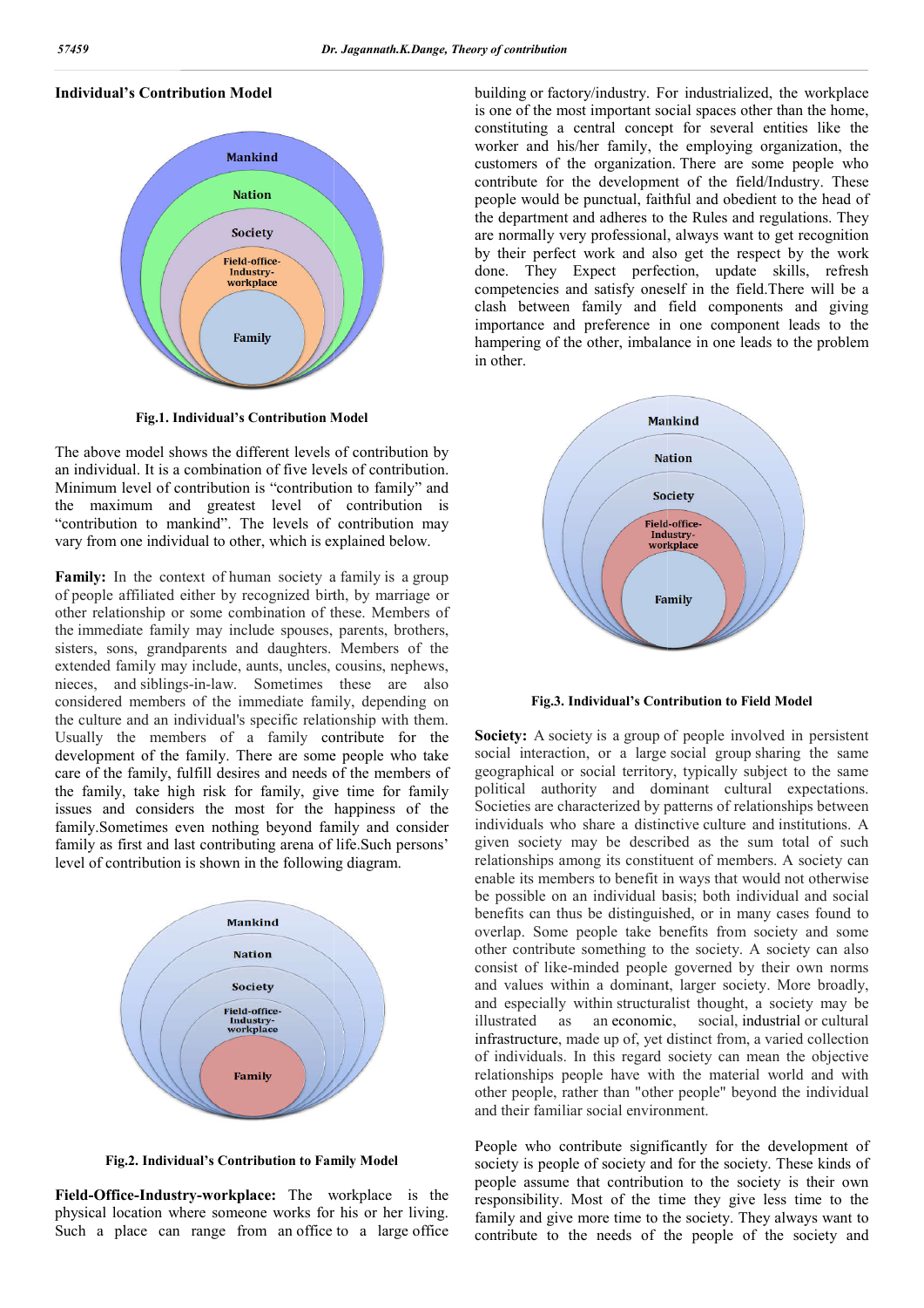## Individual's Contribution Model

Mankind

Nation

Society

Field-office-Industry-workplace

Family

Fig.1. Individual's Contribution Model

The above model shows the different levels of contribution by an individual. It is a combination of five levels of contribution. Minimum level of contribution is "contribution to family" and the maximum and greatest level of contribution is "contribution to mankind". The levels of contribution may vary from one individual to other, which is explained below.

**Family:** In the context of human society a family is a group of people affiliated either by recognized birth, by marriage or other relationship or some combination of these. Members of the immediate family may include spouses, parents, brothers, sisters, sons, grandparents and daughters. Members of the extended family may include, aunts, uncles, cousins, nephews, nieces, and siblings-in-law. Sometimes these are also considered members of the immediate family, depending on the culture and an individual's specific relationship with them. Usually the members of a family contribute for the development of the family. There are some people who take care of the family, fulfill desires and needs of the members of the family, take high risk for family, give time for family issues and considers the most for the happiness of the family.Sometimes even nothing beyond family and consider family as first and last contributing arena of life.Such persons' level of contribution is shown in the following diagram.

Mankind

Nation

Society

Field-office-Industry-workplace

Family

Fig.2. Individual's Contribution to Family Model

**Field-Office-Industry-workplace:** The workplace is the physical location where someone works for his or her living. Such a place can range from an office to a large office building or factory/industry. For industrialized, the workplace is one of the most important social spaces other than the home, constituting a central concept for several entities like the worker and his/her family, the employing organization, the customers of the organization. There are some people who contribute for the development of the field/Industry. These people would be punctual, faithful and obedient to the head of the department and adheres to the Rules and regulations. They are normally very professional, always want to get recognition by their perfect work and also get the respect by the work done. They Expect perfection, update skills, refresh competencies and satisfy oneself in the field.There will be a clash between family and field components and giving importance and preference in one component leads to the hampering of the other, imbalance in one leads to the problem in other.

Mankind

Nation

Society

Field-office-Industry-workplace

Family

Fig.3. Individual's Contribution to Field Model

**Society:** A society is a group of people involved in persistent social interaction, or a large social group sharing the same geographical or social territory, typically subject to the same political authority and dominant cultural expectations. Societies are characterized by patterns of relationships between individuals who share a distinctive culture and institutions. A given society may be described as the sum total of such relationships among its constituent of members. A society can enable its members to benefit in ways that would not otherwise be possible on an individual basis; both individual and social benefits can thus be distinguished, or in many cases found to overlap. Some people take benefits from society and some other contribute something to the society. A society can also consist of like-minded people governed by their own norms and values within a dominant, larger society. More broadly, and especially within structuralist thought, a society may be illustrated as an economic, social, industrial or cultural infrastructure, made up of, yet distinct from, a varied collection of individuals. In this regard society can mean the objective relationships people have with the material world and with other people, rather than "other people" beyond the individual and their familiar social environment.

People who contribute significantly for the development of society is people of society and for the society. These kinds of people assume that contribution to the society is their own responsibility. Most of the time they give less time to the family and give more time to the society. They always want to contribute to the needs of the people of the society and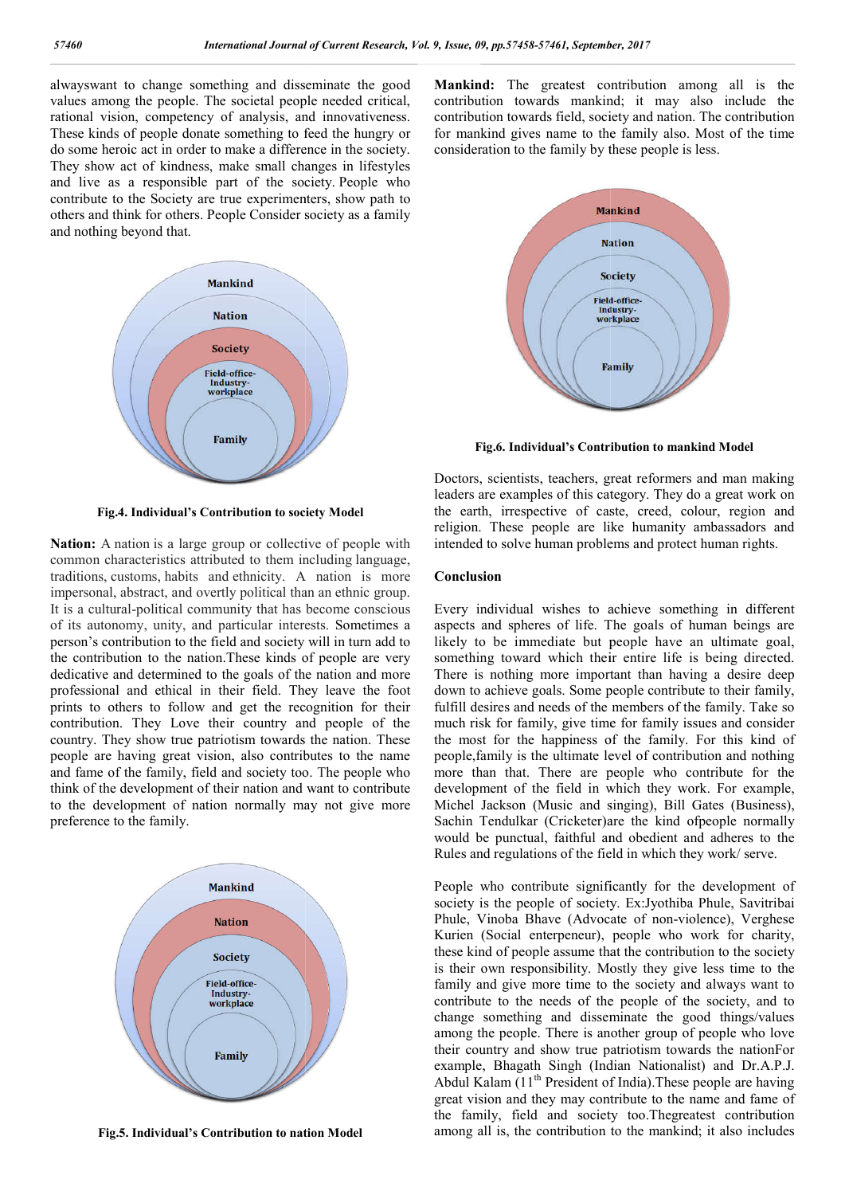alwayswant to change something and disseminate the good values among the people. The societal people needed critical, rational vision, competency of analysis, and innovativeness. These kinds of people donate something to feed the hungry or do some heroic act in order to make a difference in the society. They show act of kindness, make small changes in lifestyles and live as a responsible part of the society. People who contribute to the Society are true experimenters, show path to others and think for others. People Consider society as a family and nothing beyond that.

Mankind
Nation
Society
Field-office-Industry-workplace
Family

**Fig.4. Individual's Contribution to society Model**

**Nation:** A nation is a large group or collective of people with common characteristics attributed to them including language, traditions, customs, habits and ethnicity. A nation is more impersonal, abstract, and overtly political than an ethnic group. It is a cultural-political community that has become conscious of its autonomy, unity, and particular interests. Sometimes a person's contribution to the field and society will in turn add to the contribution to the nation.These kinds of people are very dedicative and determined to the goals of the nation and more professional and ethical in their field. They leave the foot prints to others to follow and get the recognition for their contribution. They Love their country and people of the country. They show true patriotism towards the nation. These people are having great vision, also contributes to the name and fame of the family, field and society too. The people who think of the development of their nation and want to contribute to the development of nation normally may not give more preference to the family.

Mankind
Nation
Society
Field-office-Industry-workplace
Family

**Fig.5. Individual's Contribution to nation Model**

**Mankind:** The greatest contribution among all is the contribution towards mankind; it may also include the contribution towards field, society and nation. The contribution for mankind gives name to the family also. Most of the time consideration to the family by these people is less.

Mankind
Nation
Society
Field-office-Industry-workplace
Family

**Fig.6. Individual's Contribution to mankind Model**

Doctors, scientists, teachers, great reformers and man making leaders are examples of this category. They do a great work on the earth, irrespective of caste, creed, colour, region and religion. These people are like humanity ambassadors and intended to solve human problems and protect human rights.

## Conclusion

Every individual wishes to achieve something in different aspects and spheres of life. The goals of human beings are likely to be immediate but people have an ultimate goal, something toward which their entire life is being directed. There is nothing more important than having a desire deep down to achieve goals. Some people contribute to their family, fulfill desires and needs of the members of the family. Take so much risk for family, give time for family issues and consider the most for the happiness of the family. For this kind of people,family is the ultimate level of contribution and nothing more than that. There are people who contribute for the development of the field in which they work. For example, Michel Jackson (Music and singing), Bill Gates (Business), Sachin Tendulkar (Cricketer)are the kind ofpeople normally would be punctual, faithful and obedient and adheres to the Rules and regulations of the field in which they work/ serve.

People who contribute significantly for the development of society is the people of society. Ex:Jyothiba Phule, Savitribai Phule, Vinoba Bhave (Advocate of non-violence), Verghese Kurien (Social enterpeneur), people who work for charity, these kind of people assume that the contribution to the society is their own responsibility. Mostly they give less time to the family and always and give more time to the society and always want to contribute to the needs of the people of the society, and to change something and disseminate the good things/values among the people. There is another group of people who love their country and show true patriotism towards the nationFor example, Bhagath Singh (Indian Nationalist) and Dr.A.P.J. Abdul Kalam (11th President of India).These people are having great vision and they may contribute to the name and fame of the family, field and society too.Thegreatest contribution among all is, the contribution to the mankind; it also includes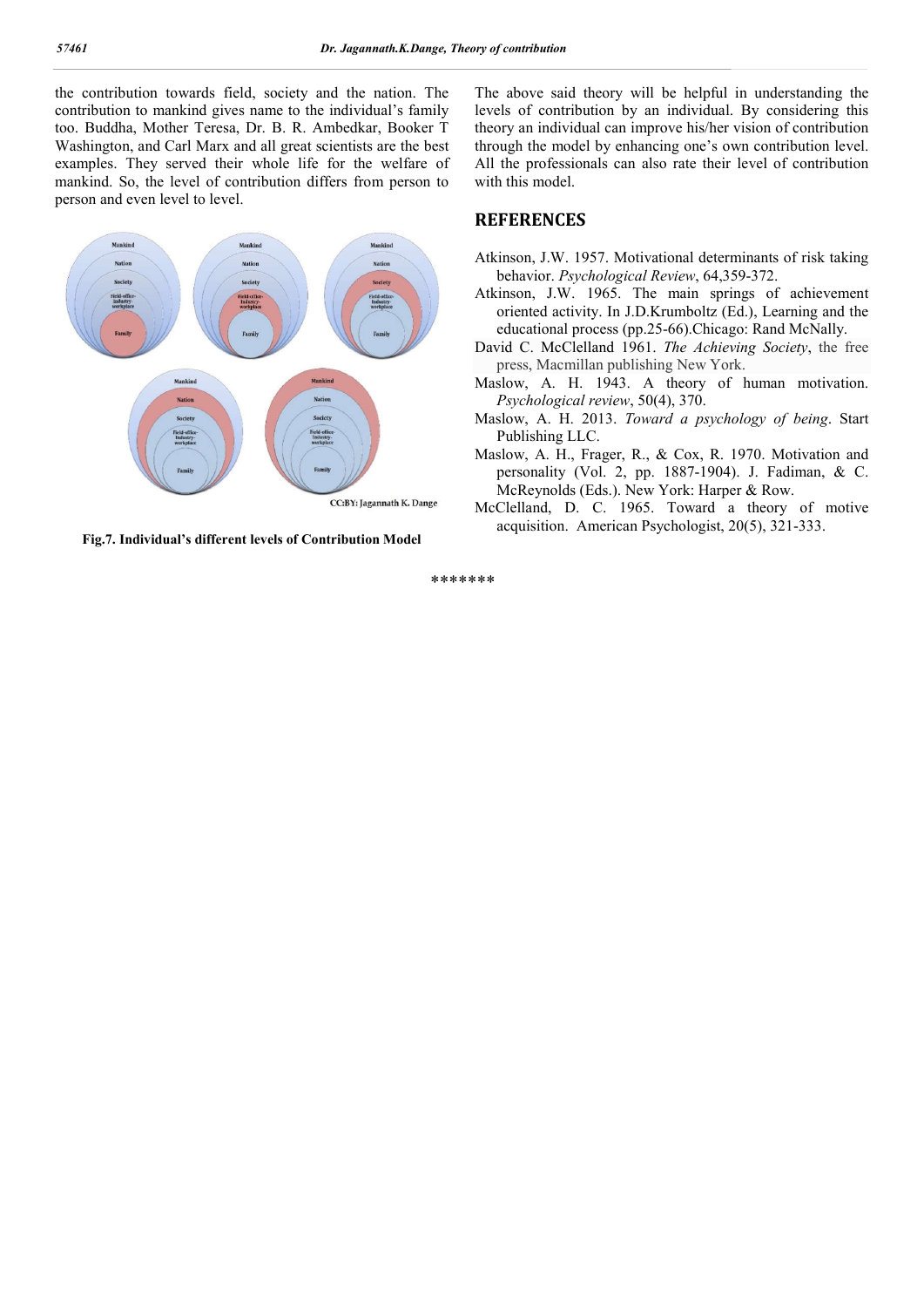the contribution towards field, society and the nation. The contribution to mankind gives name to the individual's family too. Buddha, Mother Teresa, Dr. B. R. Ambedkar, Booker T Washington, and Carl Marx and all great scientists are the best examples. They served their whole life for the welfare of mankind. So, the level of contribution differs from person to person and even level to level.

Mankind
Nation
Society
Field-office-Industry-workplace
Family

CC:BY: Jagannath K. Dange

**Fig.7. Individual's different levels of Contribution Model**

The above said theory will be helpful in understanding the levels of contribution by an individual. By considering this theory an individual can improve his/her vision of contribution through the model by enhancing one's own contribution level. All the professionals can also rate their level of contribution with this model.

## REFERENCES

Atkinson, J.W. 1957. Motivational determinants of risk taking behavior. *Psychological Review*, 64,359-372.

Atkinson, J.W. 1965. The main springs of achievement oriented activity. In J.D.Krumboltz (Ed.), Learning and the educational process (pp.25-66).Chicago: Rand McNally.

David C. McClelland 1961. *The Achieving Society*, the free press, Macmillan publishing New York.

Maslow, A. H. 1943. A theory of human motivation. *Psychological review*, 50(4), 370.

Maslow, A. H. 2013. *Toward a psychology of being*. Start Publishing LLC.

Maslow, A. H., Frager, R., & Cox, R. 1970. Motivation and personality (Vol. 2, pp. 1887-1904). J. Fadiman, & C. McReynolds (Eds.). New York: Harper & Row.

McClelland, D. C. 1965. Toward a theory of motive acquisition. American Psychologist, 20(5), 321-333.

*******